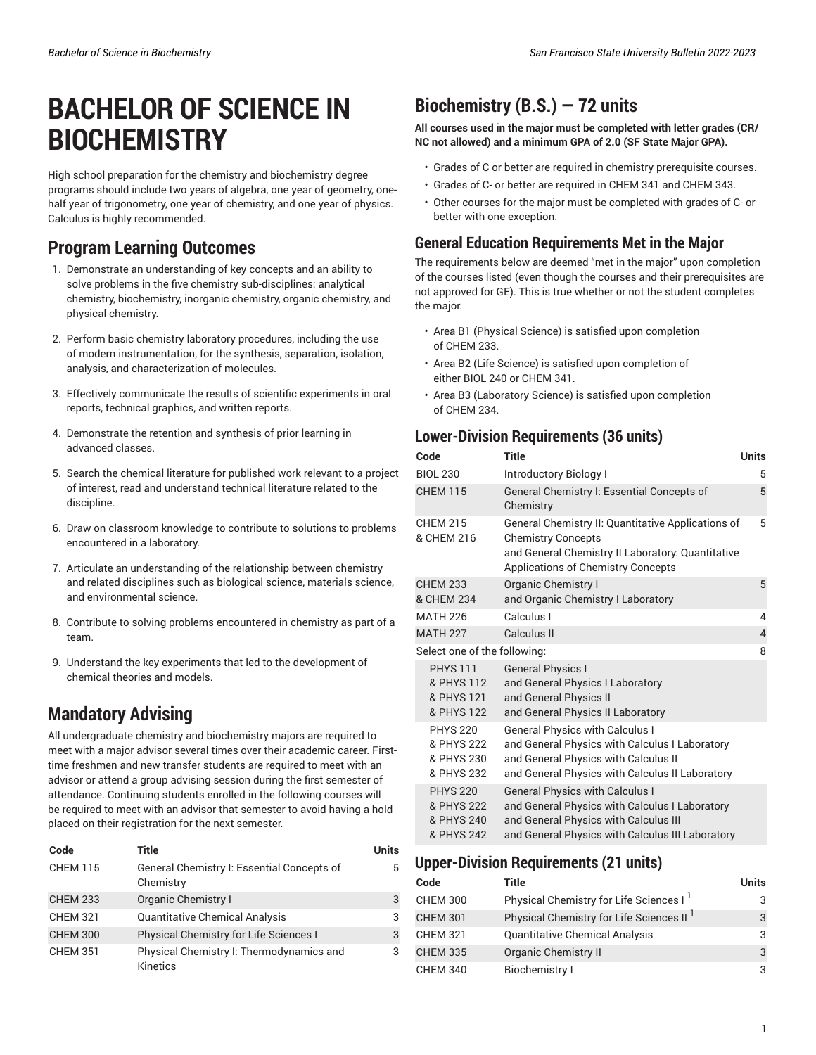# BACHELOR OF SCIENCE IN BIOCHEMISTRY

High school preparation for the chemistry and biochemistry degree programs should include two years of algebra, one year of geometry, one-half year of trigonometry, one year of chemistry, and one year of physics. Calculus is highly recommended.

## Program Learning Outcomes

1. Demonstrate an understanding of key concepts and an ability to solve problems in the five chemistry sub-disciplines: analytical chemistry, biochemistry, inorganic chemistry, organic chemistry, and physical chemistry.
2. Perform basic chemistry laboratory procedures, including the use of modern instrumentation, for the synthesis, separation, isolation, analysis, and characterization of molecules.
3. Effectively communicate the results of scientific experiments in oral reports, technical graphics, and written reports.
4. Demonstrate the retention and synthesis of prior learning in advanced classes.
5. Search the chemical literature for published work relevant to a project of interest, read and understand technical literature related to the discipline.
6. Draw on classroom knowledge to contribute to solutions to problems encountered in a laboratory.
7. Articulate an understanding of the relationship between chemistry and related disciplines such as biological science, materials science, and environmental science.
8. Contribute to solving problems encountered in chemistry as part of a team.
9. Understand the key experiments that led to the development of chemical theories and models.

## Mandatory Advising

All undergraduate chemistry and biochemistry majors are required to meet with a major advisor several times over their academic career. First-time freshmen and new transfer students are required to meet with an advisor or attend a group advising session during the first semester of attendance. Continuing students enrolled in the following courses will be required to meet with an advisor that semester to avoid having a hold placed on their registration for the next semester.

| Code | Title | Units |
|---|---|---|
| CHEM 115 | General Chemistry I: Essential Concepts of Chemistry | 5 |
| CHEM 233 | Organic Chemistry I | 3 |
| CHEM 321 | Quantitative Chemical Analysis | 3 |
| CHEM 300 | Physical Chemistry for Life Sciences I | 3 |
| CHEM 351 | Physical Chemistry I: Thermodynamics and Kinetics | 3 |

## Biochemistry (B.S.) — 72 units

**All courses used in the major must be completed with letter grades (CR/NC not allowed) and a minimum GPA of 2.0 (SF State Major GPA).**

- Grades of C or better are required in chemistry prerequisite courses.
- Grades of C- or better are required in CHEM 341 and CHEM 343.
- Other courses for the major must be completed with grades of C- or better with one exception.

### General Education Requirements Met in the Major

The requirements below are deemed "met in the major" upon completion of the courses listed (even though the courses and their prerequisites are not approved for GE). This is true whether or not the student completes the major.

- Area B1 (Physical Science) is satisfied upon completion of CHEM 233.
- Area B2 (Life Science) is satisfied upon completion of either BIOL 240 or CHEM 341.
- Area B3 (Laboratory Science) is satisfied upon completion of CHEM 234.

### Lower-Division Requirements (36 units)

| Code | Title | Units |
|---|---|---|
| BIOL 230 | Introductory Biology I | 5 |
| CHEM 115 | General Chemistry I: Essential Concepts of Chemistry | 5 |
| CHEM 215 & CHEM 216 | General Chemistry II: Quantitative Applications of Chemistry Concepts and General Chemistry II Laboratory: Quantitative Applications of Chemistry Concepts | 5 |
| CHEM 233 & CHEM 234 | Organic Chemistry I and Organic Chemistry I Laboratory | 5 |
| MATH 226 | Calculus I | 4 |
| MATH 227 | Calculus II | 4 |
| Select one of the following: | | 8 |
| PHYS 111 & PHYS 112 & PHYS 121 & PHYS 122 | General Physics I and General Physics I Laboratory and General Physics II and General Physics II Laboratory | |
| PHYS 220 & PHYS 222 & PHYS 230 & PHYS 232 | General Physics with Calculus I and General Physics with Calculus I Laboratory and General Physics with Calculus II and General Physics with Calculus II Laboratory | |
| PHYS 220 & PHYS 222 & PHYS 240 & PHYS 242 | General Physics with Calculus I and General Physics with Calculus I Laboratory and General Physics with Calculus III and General Physics with Calculus III Laboratory | |

### Upper-Division Requirements (21 units)

| Code | Title | Units |
|---|---|---|
| CHEM 300 | Physical Chemistry for Life Sciences I [1] | 3 |
| CHEM 301 | Physical Chemistry for Life Sciences II [1] | 3 |
| CHEM 321 | Quantitative Chemical Analysis | 3 |
| CHEM 335 | Organic Chemistry II | 3 |
| CHEM 340 | Biochemistry I | 3 |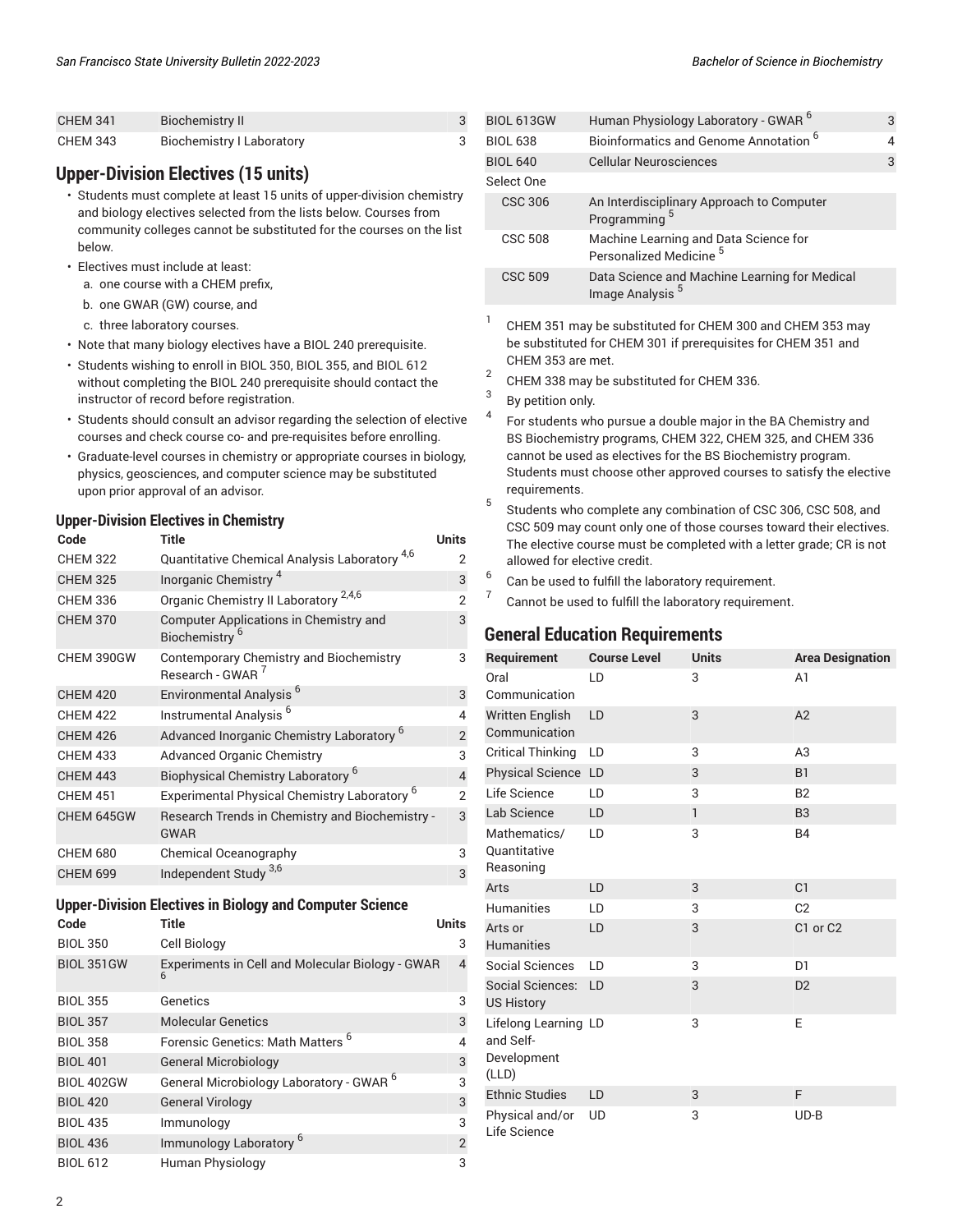| | | |
|---|---|---|
| CHEM 341 | Biochemistry II | 3 |
| CHEM 343 | Biochemistry I Laboratory | 3 |

## Upper-Division Electives (15 units)

- Students must complete at least 15 units of upper-division chemistry and biology electives selected from the lists below. Courses from community colleges cannot be substituted for the courses on the list below.
- Electives must include at least:
  a. one course with a CHEM prefix,
  b. one GWAR (GW) course, and
  c. three laboratory courses.
- Note that many biology electives have a BIOL 240 prerequisite.
- Students wishing to enroll in BIOL 350, BIOL 355, and BIOL 612 without completing the BIOL 240 prerequisite should contact the instructor of record before registration.
- Students should consult an advisor regarding the selection of elective courses and check course co- and pre-requisites before enrolling.
- Graduate-level courses in chemistry or appropriate courses in biology, physics, geosciences, and computer science may be substituted upon prior approval of an advisor.

### Upper-Division Electives in Chemistry

| Code | Title | Units |
|---|---|---|
| CHEM 322 | Quantitative Chemical Analysis Laboratory [4,6] | 2 |
| CHEM 325 | Inorganic Chemistry [4] | 3 |
| CHEM 336 | Organic Chemistry II Laboratory [2,4,6] | 2 |
| CHEM 370 | Computer Applications in Chemistry and Biochemistry [6] | 3 |
| CHEM 390GW | Contemporary Chemistry and Biochemistry Research - GWAR [7] | 3 |
| CHEM 420 | Environmental Analysis [6] | 3 |
| CHEM 422 | Instrumental Analysis [6] | 4 |
| CHEM 426 | Advanced Inorganic Chemistry Laboratory [6] | 2 |
| CHEM 433 | Advanced Organic Chemistry | 3 |
| CHEM 443 | Biophysical Chemistry Laboratory [6] | 4 |
| CHEM 451 | Experimental Physical Chemistry Laboratory [6] | 2 |
| CHEM 645GW | Research Trends in Chemistry and Biochemistry - GWAR | 3 |
| CHEM 680 | Chemical Oceanography | 3 |
| CHEM 699 | Independent Study [3,6] | 3 |

### Upper-Division Electives in Biology and Computer Science

| Code | Title | Units |
|---|---|---|
| BIOL 350 | Cell Biology | 3 |
| BIOL 351GW | Experiments in Cell and Molecular Biology - GWAR [6] | 4 |
| BIOL 355 | Genetics | 3 |
| BIOL 357 | Molecular Genetics | 3 |
| BIOL 358 | Forensic Genetics: Math Matters [6] | 4 |
| BIOL 401 | General Microbiology | 3 |
| BIOL 402GW | General Microbiology Laboratory - GWAR [6] | 3 |
| BIOL 420 | General Virology | 3 |
| BIOL 435 | Immunology | 3 |
| BIOL 436 | Immunology Laboratory [6] | 2 |
| BIOL 612 | Human Physiology | 3 |
| BIOL 613GW | Human Physiology Laboratory - GWAR [6] | 3 |
| BIOL 638 | Bioinformatics and Genome Annotation [6] | 4 |
| BIOL 640 | Cellular Neurosciences | 3 |
| Select One | | |
| CSC 306 | An Interdisciplinary Approach to Computer Programming [5] | |
| CSC 508 | Machine Learning and Data Science for Personalized Medicine [5] | |
| CSC 509 | Data Science and Machine Learning for Medical Image Analysis [5] | |

1. CHEM 351 may be substituted for CHEM 300 and CHEM 353 may be substituted for CHEM 301 if prerequisites for CHEM 351 and CHEM 353 are met.
2. CHEM 338 may be substituted for CHEM 336.
3. By petition only.
4. For students who pursue a double major in the BA Chemistry and BS Biochemistry programs, CHEM 322, CHEM 325, and CHEM 336 cannot be used as electives for the BS Biochemistry program. Students must choose other approved courses to satisfy the elective requirements.
5. Students who complete any combination of CSC 306, CSC 508, and CSC 509 may count only one of those courses toward their electives. The elective course must be completed with a letter grade; CR is not allowed for elective credit.
6. Can be used to fulfill the laboratory requirement.
7. Cannot be used to fulfill the laboratory requirement.

## General Education Requirements

| Requirement | Course Level | Units | Area Designation |
|---|---|---|---|
| Oral Communication | LD | 3 | A1 |
| Written English Communication | LD | 3 | A2 |
| Critical Thinking | LD | 3 | A3 |
| Physical Science | LD | 3 | B1 |
| Life Science | LD | 3 | B2 |
| Lab Science | LD | 1 | B3 |
| Mathematics/ Quantitative Reasoning | LD | 3 | B4 |
| Arts | LD | 3 | C1 |
| Humanities | LD | 3 | C2 |
| Arts or Humanities | LD | 3 | C1 or C2 |
| Social Sciences | LD | 3 | D1 |
| Social Sciences: US History | LD | 3 | D2 |
| Lifelong Learning and Self-Development (LLD) | LD | 3 | E |
| Ethnic Studies | LD | 3 | F |
| Physical and/or Life Science | UD | 3 | UD-B |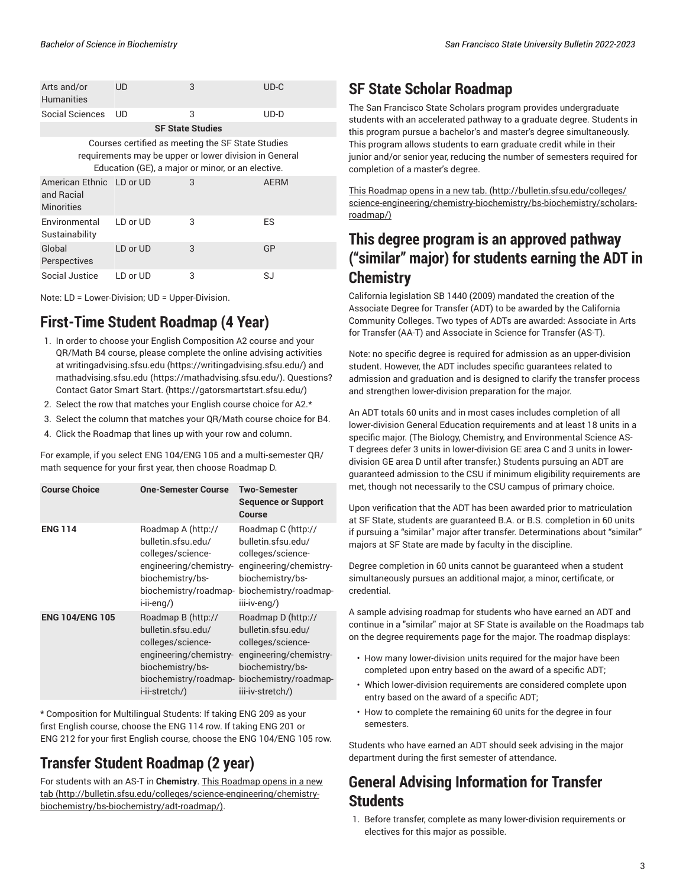| Arts and/or Humanities | UD | 3 | UD-C |
|---|---|---|---|
| Social Sciences | UD | 3 | UD-D |
| **SF State Studies** | | | |
| Courses certified as meeting the SF State Studies requirements may be upper or lower division in General Education (GE), a major or minor, or an elective. | | | |
| American Ethnic and Racial Minorities | LD or UD | 3 | AERM |
| Environmental Sustainability | LD or UD | 3 | ES |
| Global Perspectives | LD or UD | 3 | GP |
| Social Justice | LD or UD | 3 | SJ |

Note: LD = Lower-Division; UD = Upper-Division.

## First-Time Student Roadmap (4 Year)

1. In order to choose your English Composition A2 course and your QR/Math B4 course, please complete the online advising activities at writingadvising.sfsu.edu (https://writingadvising.sfsu.edu/) and mathadvising.sfsu.edu (https://mathadvising.sfsu.edu/). Questions? Contact Gator Smart Start. (https://gatorsmartstart.sfsu.edu/)
2. Select the row that matches your English course choice for A2.*
3. Select the column that matches your QR/Math course choice for B4.
4. Click the Roadmap that lines up with your row and column.

For example, if you select ENG 104/ENG 105 and a multi-semester QR/math sequence for your first year, then choose Roadmap D.

| Course Choice | One-Semester Course | Two-Semester Sequence or Support Course |
|---|---|---|
| **ENG 114** | Roadmap A (http://bulletin.sfsu.edu/colleges/science-engineering/chemistry-biochemistry/bs-biochemistry/roadmap-i-ii-eng/) | Roadmap C (http://bulletin.sfsu.edu/colleges/science-engineering/chemistry-biochemistry/bs-biochemistry/roadmap-iii-iv-eng/) |
| **ENG 104/ENG 105** | Roadmap B (http://bulletin.sfsu.edu/colleges/science-engineering/chemistry-biochemistry/bs-biochemistry/roadmap-i-ii-stretch/) | Roadmap D (http://bulletin.sfsu.edu/colleges/science-engineering/chemistry-biochemistry/bs-biochemistry/roadmap-iii-iv-stretch/) |

* Composition for Multilingual Students: If taking ENG 209 as your first English course, choose the ENG 114 row. If taking ENG 201 or ENG 212 for your first English course, choose the ENG 104/ENG 105 row.

## Transfer Student Roadmap (2 year)

For students with an AS-T in **Chemistry**. This Roadmap opens in a new tab (http://bulletin.sfsu.edu/colleges/science-engineering/chemistry-biochemistry/bs-biochemistry/adt-roadmap/).

## SF State Scholar Roadmap

The San Francisco State Scholars program provides undergraduate students with an accelerated pathway to a graduate degree. Students in this program pursue a bachelor's and master's degree simultaneously. This program allows students to earn graduate credit while in their junior and/or senior year, reducing the number of semesters required for completion of a master's degree.

This Roadmap opens in a new tab. (http://bulletin.sfsu.edu/colleges/science-engineering/chemistry-biochemistry/bs-biochemistry/scholars-roadmap/)

## This degree program is an approved pathway ("similar" major) for students earning the ADT in Chemistry

California legislation SB 1440 (2009) mandated the creation of the Associate Degree for Transfer (ADT) to be awarded by the California Community Colleges. Two types of ADTs are awarded: Associate in Arts for Transfer (AA-T) and Associate in Science for Transfer (AS-T).

Note: no specific degree is required for admission as an upper-division student. However, the ADT includes specific guarantees related to admission and graduation and is designed to clarify the transfer process and strengthen lower-division preparation for the major.

An ADT totals 60 units and in most cases includes completion of all lower-division General Education requirements and at least 18 units in a specific major. (The Biology, Chemistry, and Environmental Science AS-T degrees defer 3 units in lower-division GE area C and 3 units in lower-division GE area D until after transfer.) Students pursuing an ADT are guaranteed admission to the CSU if minimum eligibility requirements are met, though not necessarily to the CSU campus of primary choice.

Upon verification that the ADT has been awarded prior to matriculation at SF State, students are guaranteed B.A. or B.S. completion in 60 units if pursuing a "similar" major after transfer. Determinations about "similar" majors at SF State are made by faculty in the discipline.

Degree completion in 60 units cannot be guaranteed when a student simultaneously pursues an additional major, a minor, certificate, or credential.

A sample advising roadmap for students who have earned an ADT and continue in a "similar" major at SF State is available on the Roadmaps tab on the degree requirements page for the major. The roadmap displays:

- How many lower-division units required for the major have been completed upon entry based on the award of a specific ADT;
- Which lower-division requirements are considered complete upon entry based on the award of a specific ADT;
- How to complete the remaining 60 units for the degree in four semesters.

Students who have earned an ADT should seek advising in the major department during the first semester of attendance.

## General Advising Information for Transfer Students

1. Before transfer, complete as many lower-division requirements or electives for this major as possible.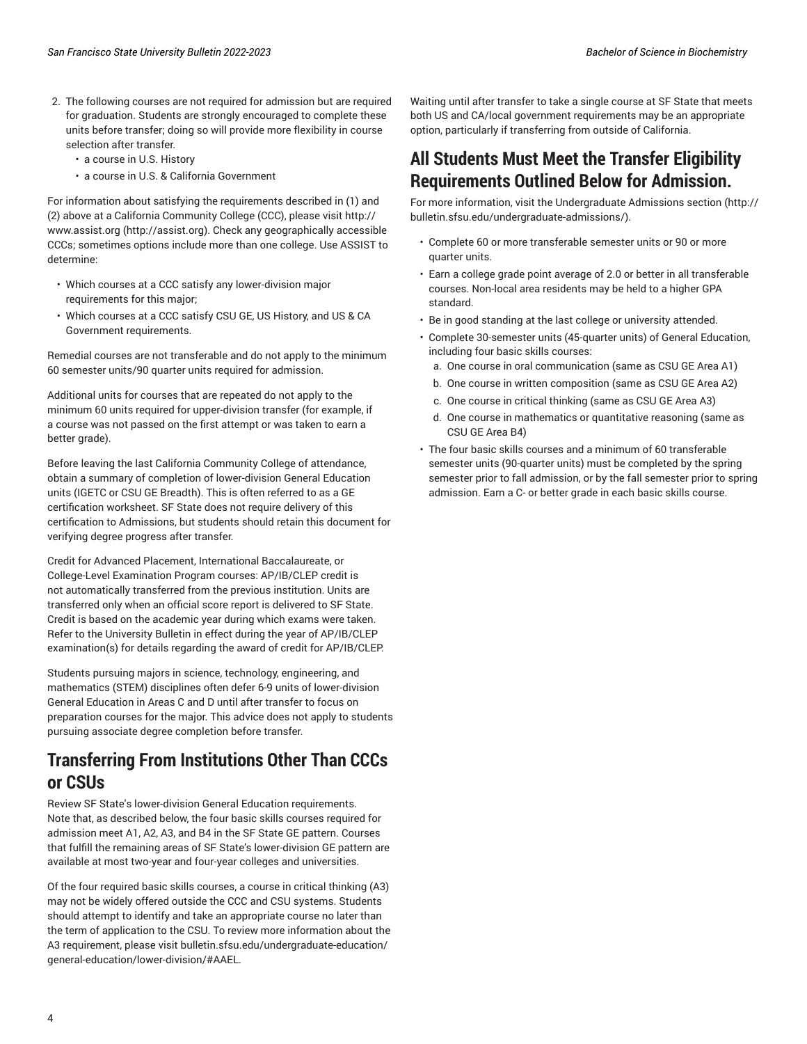2. The following courses are not required for admission but are required for graduation. Students are strongly encouraged to complete these units before transfer; doing so will provide more flexibility in course selection after transfer.
   - a course in U.S. History
   - a course in U.S. & California Government

For information about satisfying the requirements described in (1) and (2) above at a California Community College (CCC), please visit http://www.assist.org (http://assist.org). Check any geographically accessible CCCs; sometimes options include more than one college. Use ASSIST to determine:

- Which courses at a CCC satisfy any lower-division major requirements for this major;
- Which courses at a CCC satisfy CSU GE, US History, and US & CA Government requirements.

Remedial courses are not transferable and do not apply to the minimum 60 semester units/90 quarter units required for admission.

Additional units for courses that are repeated do not apply to the minimum 60 units required for upper-division transfer (for example, if a course was not passed on the first attempt or was taken to earn a better grade).

Before leaving the last California Community College of attendance, obtain a summary of completion of lower-division General Education units (IGETC or CSU GE Breadth). This is often referred to as a GE certification worksheet. SF State does not require delivery of this certification to Admissions, but students should retain this document for verifying degree progress after transfer.

Credit for Advanced Placement, International Baccalaureate, or College-Level Examination Program courses: AP/IB/CLEP credit is not automatically transferred from the previous institution. Units are transferred only when an official score report is delivered to SF State. Credit is based on the academic year during which exams were taken. Refer to the University Bulletin in effect during the year of AP/IB/CLEP examination(s) for details regarding the award of credit for AP/IB/CLEP.

Students pursuing majors in science, technology, engineering, and mathematics (STEM) disciplines often defer 6-9 units of lower-division General Education in Areas C and D until after transfer to focus on preparation courses for the major. This advice does not apply to students pursuing associate degree completion before transfer.

## Transferring From Institutions Other Than CCCs or CSUs

Review SF State's lower-division General Education requirements. Note that, as described below, the four basic skills courses required for admission meet A1, A2, A3, and B4 in the SF State GE pattern. Courses that fulfill the remaining areas of SF State's lower-division GE pattern are available at most two-year and four-year colleges and universities.

Of the four required basic skills courses, a course in critical thinking (A3) may not be widely offered outside the CCC and CSU systems. Students should attempt to identify and take an appropriate course no later than the term of application to the CSU. To review more information about the A3 requirement, please visit bulletin.sfsu.edu/undergraduate-education/general-education/lower-division/#AAEL.

Waiting until after transfer to take a single course at SF State that meets both US and CA/local government requirements may be an appropriate option, particularly if transferring from outside of California.

## All Students Must Meet the Transfer Eligibility Requirements Outlined Below for Admission.

For more information, visit the Undergraduate Admissions section (http://bulletin.sfsu.edu/undergraduate-admissions/).

- Complete 60 or more transferable semester units or 90 or more quarter units.
- Earn a college grade point average of 2.0 or better in all transferable courses. Non-local area residents may be held to a higher GPA standard.
- Be in good standing at the last college or university attended.
- Complete 30-semester units (45-quarter units) of General Education, including four basic skills courses:
  a. One course in oral communication (same as CSU GE Area A1)
  b. One course in written composition (same as CSU GE Area A2)
  c. One course in critical thinking (same as CSU GE Area A3)
  d. One course in mathematics or quantitative reasoning (same as CSU GE Area B4)
- The four basic skills courses and a minimum of 60 transferable semester units (90-quarter units) must be completed by the spring semester prior to fall admission, or by the fall semester prior to spring admission. Earn a C- or better grade in each basic skills course.